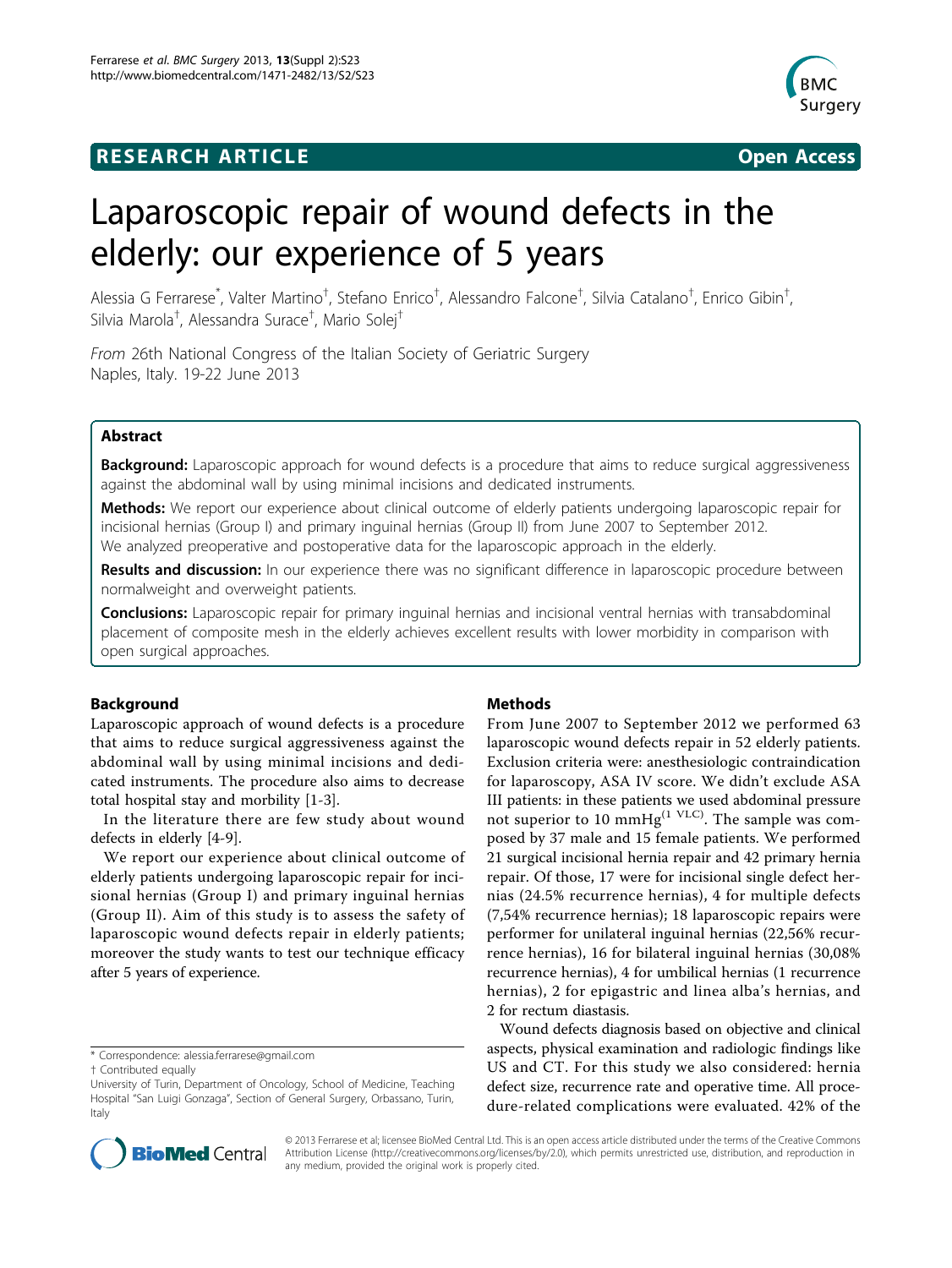**RESEARCH ARTICLE** **Open Access**

# Laparoscopic repair of wound defects in the elderly: our experience of 5 years

Alessia G Ferrarese*, Valter Martino†, Stefano Enrico†, Alessandro Falcone†, Silvia Catalano†, Enrico Gibin†, Silvia Marola†, Alessandra Surace†, Mario Solej†

*From* 26th National Congress of the Italian Society of Geriatric Surgery
Naples, Italy. 19-22 June 2013

## Abstract

**Background:** Laparoscopic approach for wound defects is a procedure that aims to reduce surgical aggressiveness against the abdominal wall by using minimal incisions and dedicated instruments.

**Methods:** We report our experience about clinical outcome of elderly patients undergoing laparoscopic repair for incisional hernias (Group I) and primary inguinal hernias (Group II) from June 2007 to September 2012. We analyzed preoperative and postoperative data for the laparoscopic approach in the elderly.

**Results and discussion:** In our experience there was no significant difference in laparoscopic procedure between normalweight and overweight patients.

**Conclusions:** Laparoscopic repair for primary inguinal hernias and incisional ventral hernias with transabdominal placement of composite mesh in the elderly achieves excellent results with lower morbidity in comparison with open surgical approaches.

## Background

Laparoscopic approach of wound defects is a procedure that aims to reduce surgical aggressiveness against the abdominal wall by using minimal incisions and dedicated instruments. The procedure also aims to decrease total hospital stay and morbidity [1-3].

In the literature there are few study about wound defects in elderly [4-9].

We report our experience about clinical outcome of elderly patients undergoing laparoscopic repair for incisional hernias (Group I) and primary inguinal hernias (Group II). Aim of this study is to assess the safety of laparoscopic wound defects repair in elderly patients; moreover the study wants to test our technique efficacy after 5 years of experience.

## Methods

From June 2007 to September 2012 we performed 63 laparoscopic wound defects repair in 52 elderly patients. Exclusion criteria were: anesthesiologic contraindication for laparoscopy, ASA IV score. We didn't exclude ASA III patients: in these patients we used abdominal pressure not superior to 10 mmHg[1 VLC]. The sample was composed by 37 male and 15 female patients. We performed 21 surgical incisional hernia repair and 42 primary hernia repair. Of those, 17 were for incisional single defect hernias (24.5% recurrence hernias), 4 for multiple defects (7,54% recurrence hernias); 18 laparoscopic repairs were performer for unilateral inguinal hernias (22,56% recurrence hernias), 16 for bilateral inguinal hernias (30,08% recurrence hernias), 4 for umbilical hernias (1 recurrence hernias), 2 for epigastric and linea alba's hernias, and 2 for rectum diastasis.

Wound defects diagnosis based on objective and clinical aspects, physical examination and radiologic findings like US and CT. For this study we also considered: hernia defect size, recurrence rate and operative time. All procedure-related complications were evaluated. 42% of the

\* Correspondence: alessia.ferrarese@gmail.com
† Contributed equally
University of Turin, Department of Oncology, School of Medicine, Teaching Hospital "San Luigi Gonzaga", Section of General Surgery, Orbassano, Turin, Italy

© 2013 Ferrarese et al; licensee BioMed Central Ltd. This is an open access article distributed under the terms of the Creative Commons Attribution License (http://creativecommons.org/licenses/by/2.0), which permits unrestricted use, distribution, and reproduction in any medium, provided the original work is properly cited.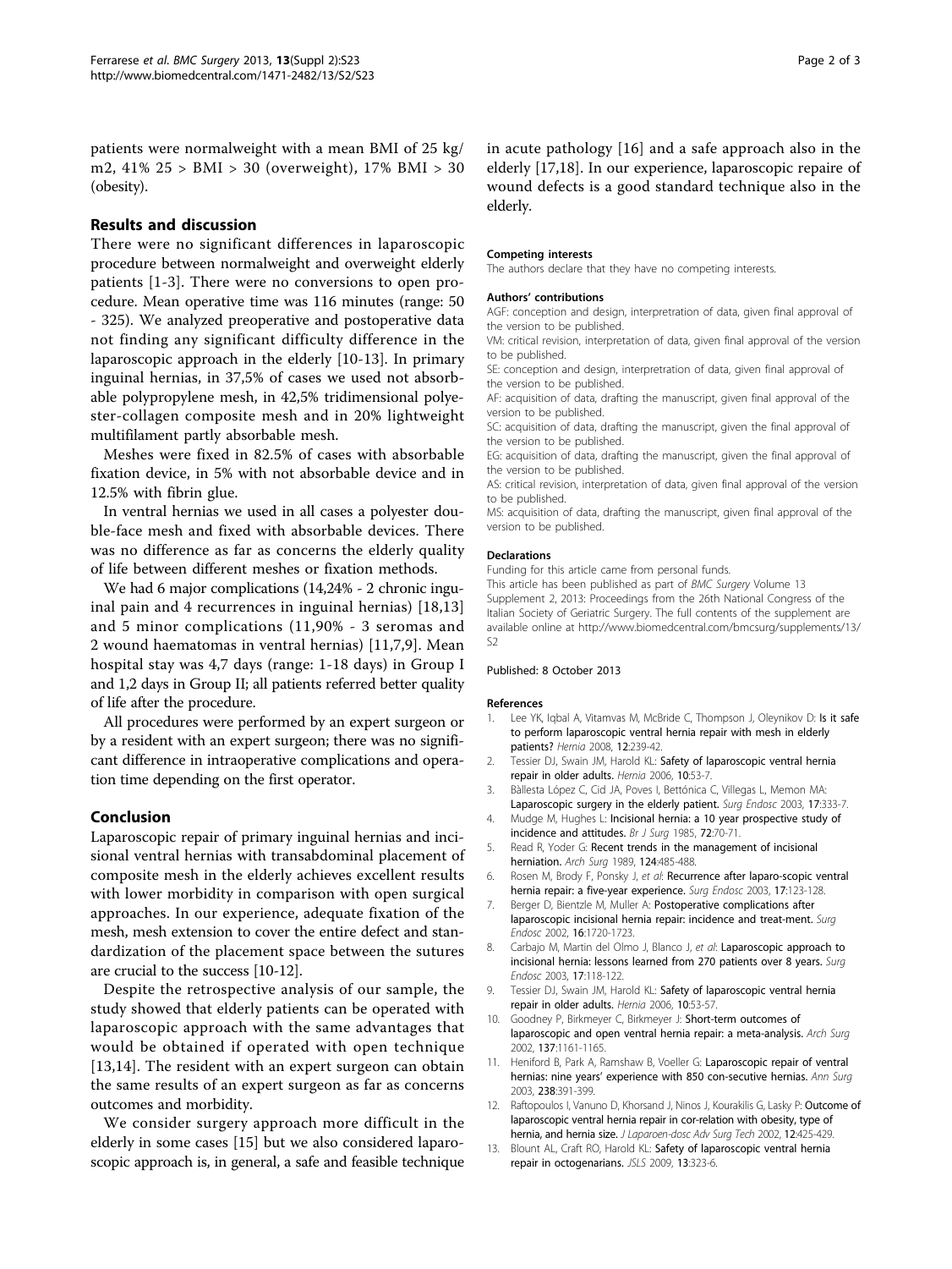patients were normalweight with a mean BMI of 25 kg/m2, 41% 25 > BMI > 30 (overweight), 17% BMI > 30 (obesity).

## Results and discussion

There were no significant differences in laparoscopic procedure between normalweight and overweight elderly patients [1-3]. There were no conversions to open procedure. Mean operative time was 116 minutes (range: 50 - 325). We analyzed preoperative and postoperative data not finding any significant difficulty difference in the laparoscopic approach in the elderly [10-13]. In primary inguinal hernias, in 37,5% of cases we used not absorbable polypropylene mesh, in 42,5% tridimensional polyester-collagen composite mesh and in 20% lightweight multifilament partly absorbable mesh.

Meshes were fixed in 82.5% of cases with absorbable fixation device, in 5% with not absorbable device and in 12.5% with fibrin glue.

In ventral hernias we used in all cases a polyester double-face mesh and fixed with absorbable devices. There was no difference as far as concerns the elderly quality of life between different meshes or fixation methods.

We had 6 major complications (14,24% - 2 chronic inguinal pain and 4 recurrences in inguinal hernias) [18,13] and 5 minor complications (11,90% - 3 seromas and 2 wound haematomas in ventral hernias) [11,7,9]. Mean hospital stay was 4,7 days (range: 1-18 days) in Group I and 1,2 days in Group II; all patients referred better quality of life after the procedure.

All procedures were performed by an expert surgeon or by a resident with an expert surgeon; there was no significant difference in intraoperative complications and operation time depending on the first operator.

## Conclusion

Laparoscopic repair of primary inguinal hernias and incisional ventral hernias with transabdominal placement of composite mesh in the elderly achieves excellent results with lower morbidity in comparison with open surgical approaches. In our experience, adequate fixation of the mesh, mesh extension to cover the entire defect and standardization of the placement space between the sutures are crucial to the success [10-12].

Despite the retrospective analysis of our sample, the study showed that elderly patients can be operated with laparoscopic approach with the same advantages that would be obtained if operated with open technique [13,14]. The resident with an expert surgeon can obtain the same results of an expert surgeon as far as concerns outcomes and morbidity.

We consider surgery approach more difficult in the elderly in some cases [15] but we also considered laparoscopic approach is, in general, a safe and feasible technique in acute pathology [16] and a safe approach also in the elderly [17,18]. In our experience, laparoscopic repaire of wound defects is a good standard technique also in the elderly.

#### Competing interests

The authors declare that they have no competing interests.

#### Authors' contributions

AGF: conception and design, interpretation of data, given final approval of the version to be published.
VM: critical revision, interpretation of data, given final approval of the version to be published.
SE: conception and design, interpretration of data, given final approval of the version to be published.
AF: acquisition of data, drafting the manuscript, given final approval of the version to be published.
SC: acquisition of data, drafting the manuscript, given the final approval of the version to be published.
EG: acquisition of data, drafting the manuscript, given the final approval of the version to be published.
AS: critical revision, interpretation of data, given final approval of the version to be published.
MS: acquisition of data, drafting the manuscript, given final approval of the version to be published.

#### Declarations

Funding for this article came from personal funds.
This article has been published as part of *BMC Surgery* Volume 13 Supplement 2, 2013: Proceedings from the 26th National Congress of the Italian Society of Geriatric Surgery. The full contents of the supplement are available online at http://www.biomedcentral.com/bmcsurg/supplements/13/S2

Published: 8 October 2013

#### References

1. Lee YK, Iqbal A, Vitamvas M, McBride C, Thompson J, Oleynikov D: **Is it safe to perform laparoscopic ventral hernia repair with mesh in elderly patients?** *Hernia* 2008, **12**:239-42.
2. Tessier DJ, Swain JM, Harold KL: **Safety of laparoscopic ventral hernia repair in older adults.** *Hernia* 2006, **10**:53-7.
3. Bàllesta López C, Cid JA, Poves I, Bettónica C, Villegas L, Memon MA: **Laparoscopic surgery in the elderly patient.** *Surg Endosc* 2003, **17**:333-7.
4. Mudge M, Hughes L: **Incisional hernia: a 10 year prospective study of incidence and attitudes.** *Br J Surg* 1985, **72**:70-71.
5. Read R, Yoder G: **Recent trends in the management of incisional herniation.** *Arch Surg* 1989, **124**:485-488.
6. Rosen M, Brody F, Ponsky J, *et al*: **Recurrence after laparo-scopic ventral hernia repair: a five-year experience.** *Surg Endosc* 2003, **17**:123-128.
7. Berger D, Bientzle M, Muller A: **Postoperative complications after laparoscopic incisional hernia repair: incidence and treat-ment.** *Surg Endosc* 2002, **16**:1720-1723.
8. Carbajo M, Martin del Olmo J, Blanco J, *et al*: **Laparoscopic approach to incisional hernia: lessons learned from 270 patients over 8 years.** *Surg Endosc* 2003, **17**:118-122.
9. Tessier DJ, Swain JM, Harold KL: **Safety of laparoscopic ventral hernia repair in older adults.** *Hernia* 2006, **10**:53-57.
10. Goodney P, Birkmeyer C, Birkmeyer J: **Short-term outcomes of laparoscopic and open ventral hernia repair: a meta-analysis.** *Arch Surg* 2002, **137**:1161-1165.
11. Heniford B, Park A, Ramshaw B, Voeller G: **Laparoscopic repair of ventral hernias: nine years' experience with 850 con-secutive hernias.** *Ann Surg* 2003, **238**:391-399.
12. Raftopoulos I, Vanuno D, Khorsand J, Ninos J, Kourakilis G, Lasky P: **Outcome of laparoscopic ventral hernia repair in cor-relation with obesity, type of hernia, and hernia size.** *J Laparoen-dosc Adv Surg Tech* 2002, **12**:425-429.
13. Blount AL, Craft RO, Harold KL: **Safety of laparoscopic ventral hernia repair in octogenarians.** *JSLS* 2009, **13**:323-6.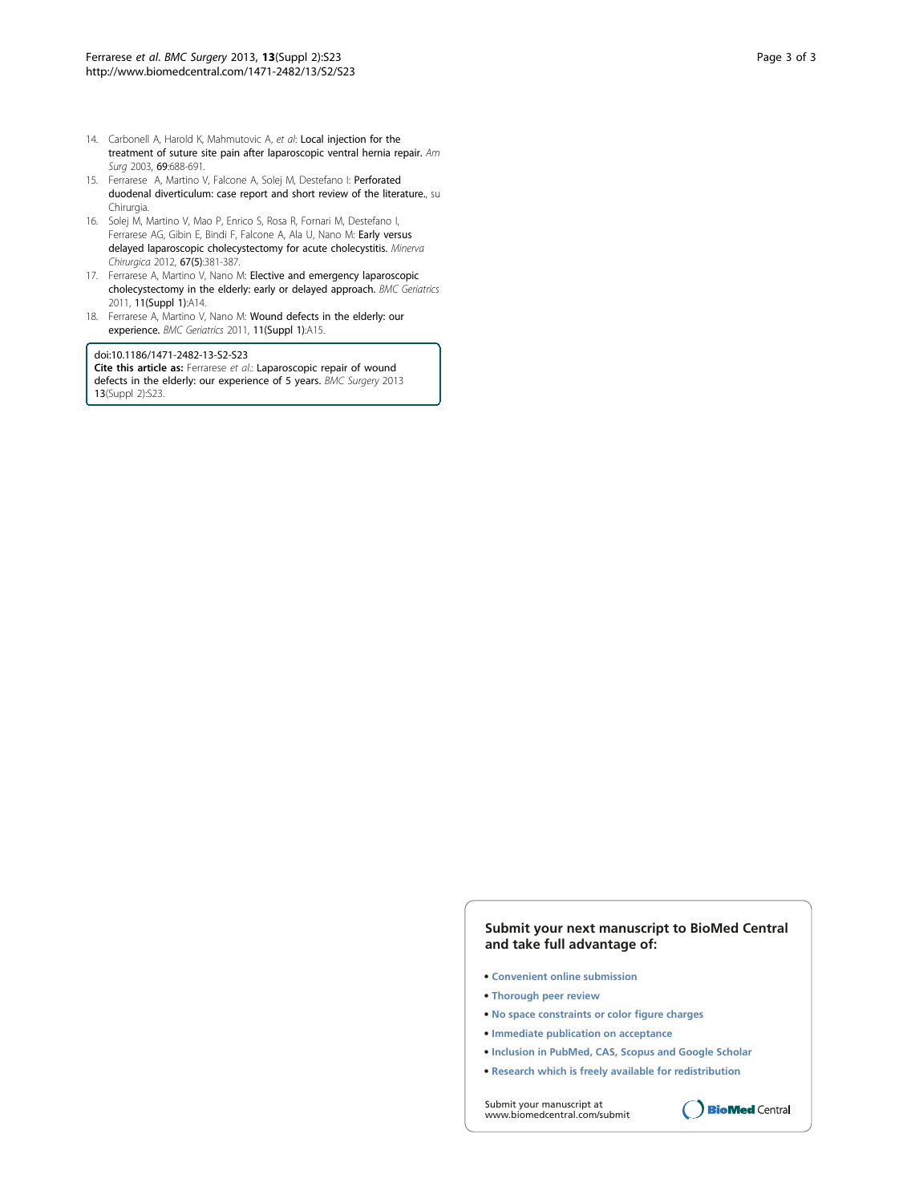14. Carbonell A, Harold K, Mahmutovic A, *et al*: **Local injection for the treatment of suture site pain after laparoscopic ventral hernia repair.** *Am Surg* 2003, **69**:688-691.
15. Ferrarese A, Martino V, Falcone A, Solej M, Destefano I: **Perforated duodenal diverticulum: case report and short review of the literature.**, su Chirurgia.
16. Solej M, Martino V, Mao P, Enrico S, Rosa R, Fornari M, Destefano I, Ferrarese AG, Gibin E, Bindi F, Falcone A, Ala U, Nano M: **Early versus delayed laparoscopic cholecystectomy for acute cholecystitis.** *Minerva Chirurgica* 2012, **67(5)**:381-387.
17. Ferrarese A, Martino V, Nano M: **Elective and emergency laparoscopic cholecystectomy in the elderly: early or delayed approach.** *BMC Geriatrics* 2011, **11(Suppl 1)**:A14.
18. Ferrarese A, Martino V, Nano M: **Wound defects in the elderly: our experience.** *BMC Geriatrics* 2011, **11(Suppl 1)**:A15.

doi:10.1186/1471-2482-13-S2-S23
**Cite this article as:** Ferrarese *et al.*: Laparoscopic repair of wound defects in the elderly: our experience of 5 years. *BMC Surgery* 2013 **13**(Suppl 2):S23.

**Submit your next manuscript to BioMed Central and take full advantage of:**

- Convenient online submission
- Thorough peer review
- No space constraints or color figure charges
- Immediate publication on acceptance
- Inclusion in PubMed, CAS, Scopus and Google Scholar
- Research which is freely available for redistribution

Submit your manuscript at
www.biomedcentral.com/submit

BioMed Central